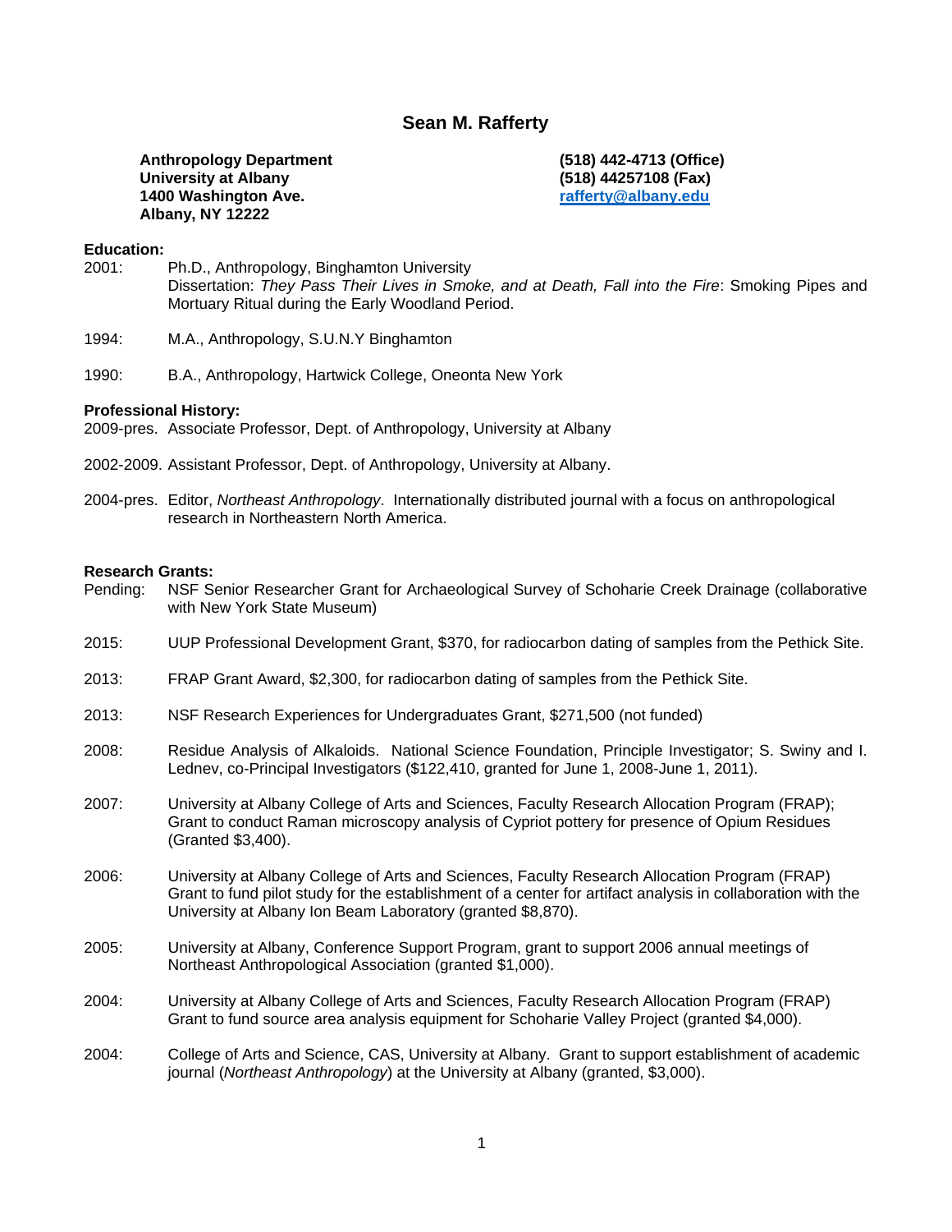# Sean M. Rafferty

**Anthropology Department**
**University at Albany**
**1400 Washington Ave.**
**Albany, NY 12222**

**(518) 442-4713 (Office)**
**(518) 44257108 (Fax)**
**rafferty@albany.edu**

**Education:**

2001: Ph.D., Anthropology, Binghamton University
Dissertation: *They Pass Their Lives in Smoke, and at Death, Fall into the Fire*: Smoking Pipes and Mortuary Ritual during the Early Woodland Period.

1994: M.A., Anthropology, S.U.N.Y Binghamton

1990: B.A., Anthropology, Hartwick College, Oneonta New York

**Professional History:**

2009-pres. Associate Professor, Dept. of Anthropology, University at Albany

2002-2009. Assistant Professor, Dept. of Anthropology, University at Albany.

2004-pres. Editor, *Northeast Anthropology*. Internationally distributed journal with a focus on anthropological research in Northeastern North America.

**Research Grants:**

Pending: NSF Senior Researcher Grant for Archaeological Survey of Schoharie Creek Drainage (collaborative with New York State Museum)

2015: UUP Professional Development Grant, $370, for radiocarbon dating of samples from the Pethick Site.

2013: FRAP Grant Award, $2,300, for radiocarbon dating of samples from the Pethick Site.

2013: NSF Research Experiences for Undergraduates Grant, $271,500 (not funded)

2008: Residue Analysis of Alkaloids. National Science Foundation, Principle Investigator; S. Swiny and I. Lednev, co-Principal Investigators ($122,410, granted for June 1, 2008-June 1, 2011).

2007: University at Albany College of Arts and Sciences, Faculty Research Allocation Program (FRAP); Grant to conduct Raman microscopy analysis of Cypriot pottery for presence of Opium Residues (Granted $3,400).

2006: University at Albany College of Arts and Sciences, Faculty Research Allocation Program (FRAP) Grant to fund pilot study for the establishment of a center for artifact analysis in collaboration with the University at Albany Ion Beam Laboratory (granted $8,870).

2005: University at Albany, Conference Support Program, grant to support 2006 annual meetings of Northeast Anthropological Association (granted $1,000).

2004: University at Albany College of Arts and Sciences, Faculty Research Allocation Program (FRAP) Grant to fund source area analysis equipment for Schoharie Valley Project (granted $4,000).

2004: College of Arts and Science, CAS, University at Albany. Grant to support establishment of academic journal (*Northeast Anthropology*) at the University at Albany (granted, $3,000).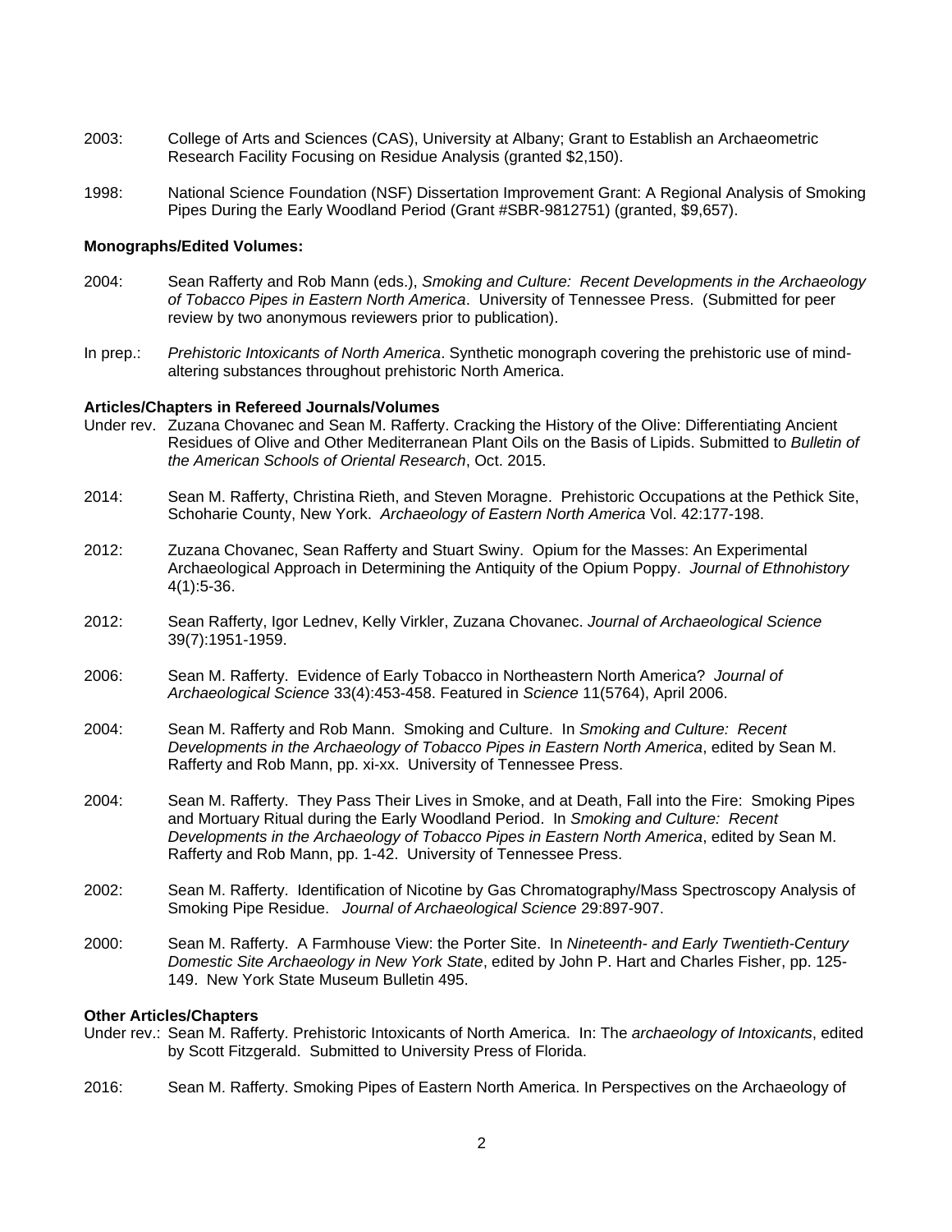2003: College of Arts and Sciences (CAS), University at Albany; Grant to Establish an Archaeometric Research Facility Focusing on Residue Analysis (granted $2,150).

1998: National Science Foundation (NSF) Dissertation Improvement Grant: A Regional Analysis of Smoking Pipes During the Early Woodland Period (Grant #SBR-9812751) (granted, $9,657).

**Monographs/Edited Volumes:**

2004: Sean Rafferty and Rob Mann (eds.), *Smoking and Culture: Recent Developments in the Archaeology of Tobacco Pipes in Eastern North America*. University of Tennessee Press. (Submitted for peer review by two anonymous reviewers prior to publication).

In prep.: *Prehistoric Intoxicants of North America*. Synthetic monograph covering the prehistoric use of mind-altering substances throughout prehistoric North America.

**Articles/Chapters in Refereed Journals/Volumes**

Under rev. Zuzana Chovanec and Sean M. Rafferty. Cracking the History of the Olive: Differentiating Ancient Residues of Olive and Other Mediterranean Plant Oils on the Basis of Lipids. Submitted to *Bulletin of the American Schools of Oriental Research*, Oct. 2015.

2014: Sean M. Rafferty, Christina Rieth, and Steven Moragne. Prehistoric Occupations at the Pethick Site, Schoharie County, New York. *Archaeology of Eastern North America* Vol. 42:177-198.

2012: Zuzana Chovanec, Sean Rafferty and Stuart Swiny. Opium for the Masses: An Experimental Archaeological Approach in Determining the Antiquity of the Opium Poppy. *Journal of Ethnohistory* 4(1):5-36.

2012: Sean Rafferty, Igor Lednev, Kelly Virkler, Zuzana Chovanec. *Journal of Archaeological Science* 39(7):1951-1959.

2006: Sean M. Rafferty. Evidence of Early Tobacco in Northeastern North America? *Journal of Archaeological Science* 33(4):453-458. Featured in *Science* 11(5764), April 2006.

2004: Sean M. Rafferty and Rob Mann. Smoking and Culture. In *Smoking and Culture: Recent Developments in the Archaeology of Tobacco Pipes in Eastern North America*, edited by Sean M. Rafferty and Rob Mann, pp. xi-xx. University of Tennessee Press.

2004: Sean M. Rafferty. They Pass Their Lives in Smoke, and at Death, Fall into the Fire: Smoking Pipes and Mortuary Ritual during the Early Woodland Period. In *Smoking and Culture: Recent Developments in the Archaeology of Tobacco Pipes in Eastern North America*, edited by Sean M. Rafferty and Rob Mann, pp. 1-42. University of Tennessee Press.

2002: Sean M. Rafferty. Identification of Nicotine by Gas Chromatography/Mass Spectroscopy Analysis of Smoking Pipe Residue. *Journal of Archaeological Science* 29:897-907.

2000: Sean M. Rafferty. A Farmhouse View: the Porter Site. In *Nineteenth- and Early Twentieth-Century Domestic Site Archaeology in New York State*, edited by John P. Hart and Charles Fisher, pp. 125-149. New York State Museum Bulletin 495.

**Other Articles/Chapters**

Under rev.: Sean M. Rafferty. Prehistoric Intoxicants of North America. In: The *archaeology of Intoxicants*, edited by Scott Fitzgerald. Submitted to University Press of Florida.

2016: Sean M. Rafferty. Smoking Pipes of Eastern North America. In Perspectives on the Archaeology of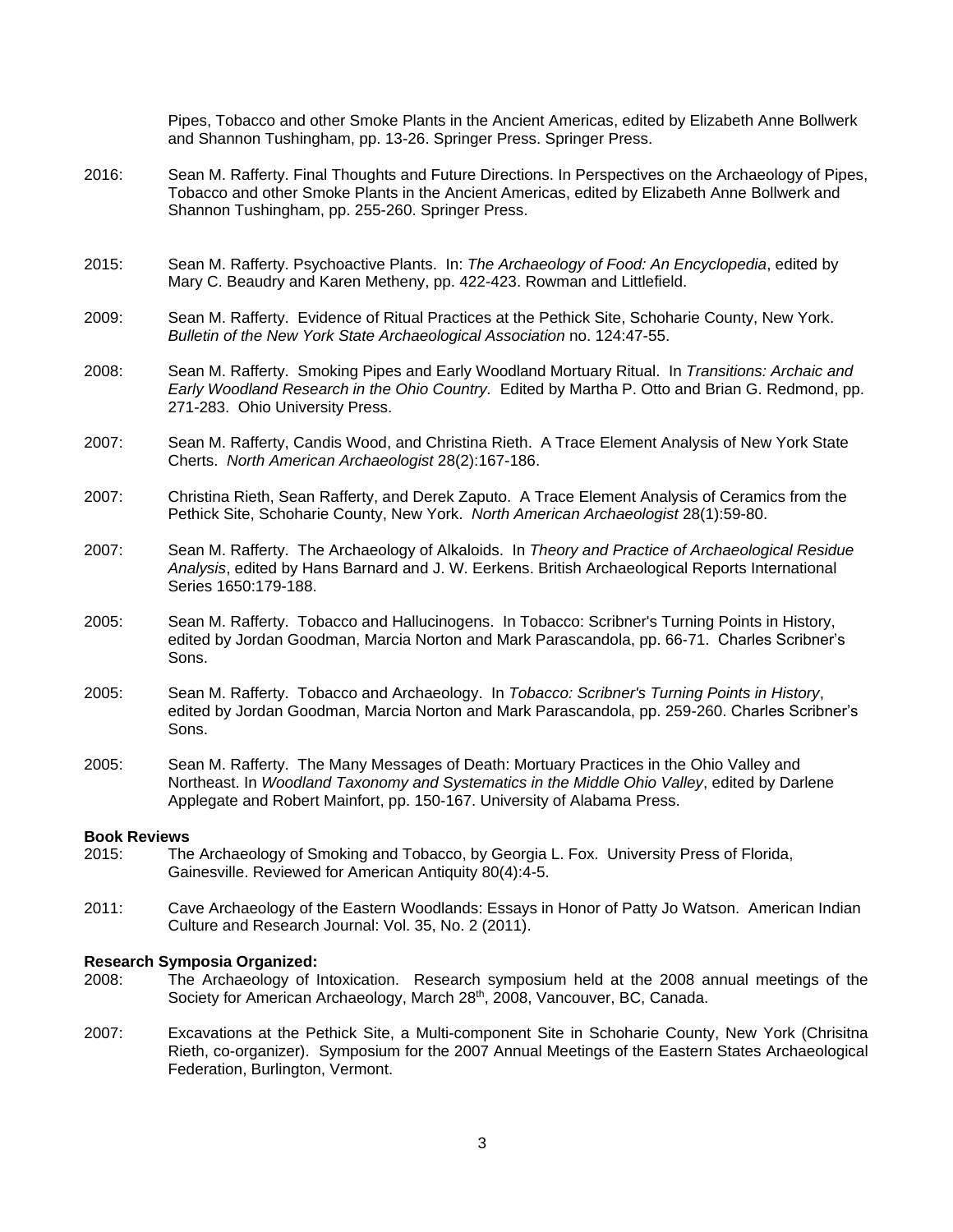Pipes, Tobacco and other Smoke Plants in the Ancient Americas, edited by Elizabeth Anne Bollwerk and Shannon Tushingham, pp. 13-26. Springer Press. Springer Press.

2016: Sean M. Rafferty. Final Thoughts and Future Directions. In Perspectives on the Archaeology of Pipes, Tobacco and other Smoke Plants in the Ancient Americas, edited by Elizabeth Anne Bollwerk and Shannon Tushingham, pp. 255-260. Springer Press.

2015: Sean M. Rafferty. Psychoactive Plants. In: *The Archaeology of Food: An Encyclopedia*, edited by Mary C. Beaudry and Karen Metheny, pp. 422-423. Rowman and Littlefield.

2009: Sean M. Rafferty. Evidence of Ritual Practices at the Pethick Site, Schoharie County, New York. *Bulletin of the New York State Archaeological Association* no. 124:47-55.

2008: Sean M. Rafferty. Smoking Pipes and Early Woodland Mortuary Ritual. In *Transitions: Archaic and Early Woodland Research in the Ohio Country.* Edited by Martha P. Otto and Brian G. Redmond, pp. 271-283. Ohio University Press.

2007: Sean M. Rafferty, Candis Wood, and Christina Rieth. A Trace Element Analysis of New York State Cherts. *North American Archaeologist* 28(2):167-186.

2007: Christina Rieth, Sean Rafferty, and Derek Zaputo. A Trace Element Analysis of Ceramics from the Pethick Site, Schoharie County, New York. *North American Archaeologist* 28(1):59-80.

2007: Sean M. Rafferty. The Archaeology of Alkaloids. In *Theory and Practice of Archaeological Residue Analysis*, edited by Hans Barnard and J. W. Eerkens. British Archaeological Reports International Series 1650:179-188.

2005: Sean M. Rafferty. Tobacco and Hallucinogens. In Tobacco: Scribner's Turning Points in History, edited by Jordan Goodman, Marcia Norton and Mark Parascandola, pp. 66-71. Charles Scribner's Sons.

2005: Sean M. Rafferty. Tobacco and Archaeology. In *Tobacco: Scribner's Turning Points in History*, edited by Jordan Goodman, Marcia Norton and Mark Parascandola, pp. 259-260. Charles Scribner's Sons.

2005: Sean M. Rafferty. The Many Messages of Death: Mortuary Practices in the Ohio Valley and Northeast. In *Woodland Taxonomy and Systematics in the Middle Ohio Valley*, edited by Darlene Applegate and Robert Mainfort, pp. 150-167. University of Alabama Press.

**Book Reviews**

2015: The Archaeology of Smoking and Tobacco, by Georgia L. Fox. University Press of Florida, Gainesville. Reviewed for American Antiquity 80(4):4-5.

2011: Cave Archaeology of the Eastern Woodlands: Essays in Honor of Patty Jo Watson. American Indian Culture and Research Journal: Vol. 35, No. 2 (2011).

**Research Symposia Organized:**

2008: The Archaeology of Intoxication. Research symposium held at the 2008 annual meetings of the Society for American Archaeology, March 28th, 2008, Vancouver, BC, Canada.

2007: Excavations at the Pethick Site, a Multi-component Site in Schoharie County, New York (Chrisitna Rieth, co-organizer). Symposium for the 2007 Annual Meetings of the Eastern States Archaeological Federation, Burlington, Vermont.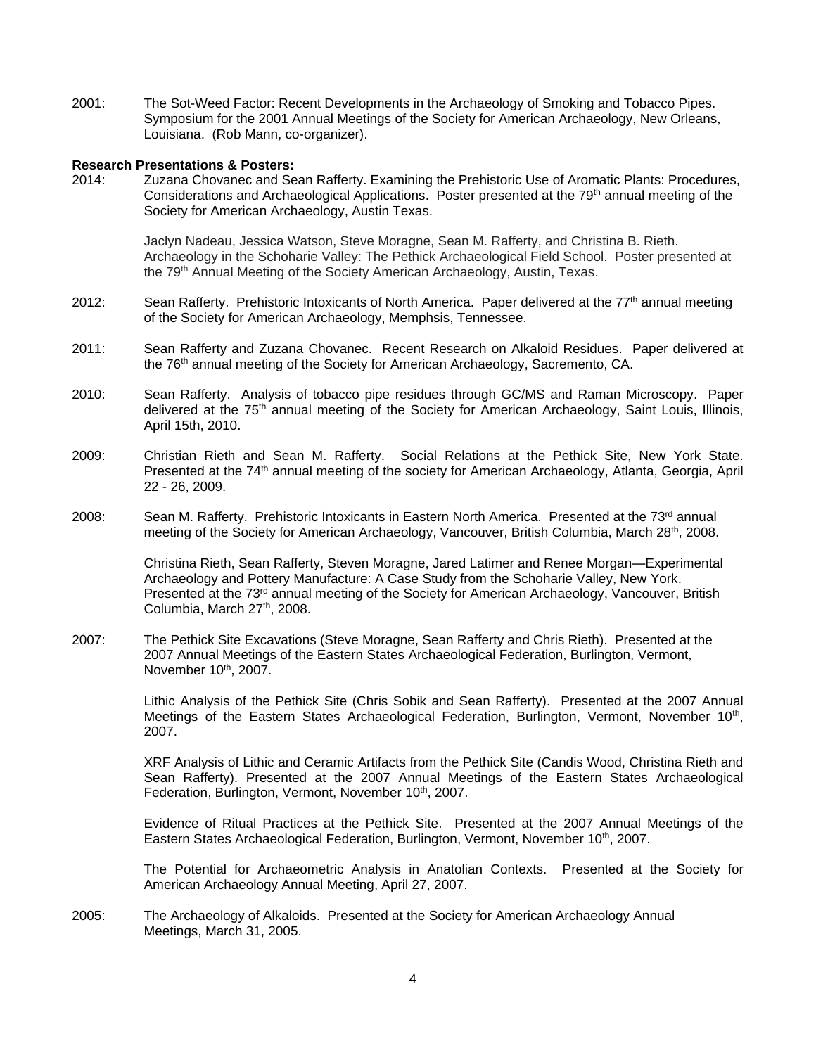2001: The Sot-Weed Factor: Recent Developments in the Archaeology of Smoking and Tobacco Pipes. Symposium for the 2001 Annual Meetings of the Society for American Archaeology, New Orleans, Louisiana. (Rob Mann, co-organizer).

**Research Presentations & Posters:**

2014: Zuzana Chovanec and Sean Rafferty. Examining the Prehistoric Use of Aromatic Plants: Procedures, Considerations and Archaeological Applications. Poster presented at the 79th annual meeting of the Society for American Archaeology, Austin Texas.

Jaclyn Nadeau, Jessica Watson, Steve Moragne, Sean M. Rafferty, and Christina B. Rieth. Archaeology in the Schoharie Valley: The Pethick Archaeological Field School. Poster presented at the 79th Annual Meeting of the Society American Archaeology, Austin, Texas.

2012: Sean Rafferty. Prehistoric Intoxicants of North America. Paper delivered at the 77th annual meeting of the Society for American Archaeology, Memphsis, Tennessee.

2011: Sean Rafferty and Zuzana Chovanec. Recent Research on Alkaloid Residues. Paper delivered at the 76th annual meeting of the Society for American Archaeology, Sacremento, CA.

2010: Sean Rafferty. Analysis of tobacco pipe residues through GC/MS and Raman Microscopy. Paper delivered at the 75th annual meeting of the Society for American Archaeology, Saint Louis, Illinois, April 15th, 2010.

2009: Christian Rieth and Sean M. Rafferty. Social Relations at the Pethick Site, New York State. Presented at the 74th annual meeting of the society for American Archaeology, Atlanta, Georgia, April 22 - 26, 2009.

2008: Sean M. Rafferty. Prehistoric Intoxicants in Eastern North America. Presented at the 73rd annual meeting of the Society for American Archaeology, Vancouver, British Columbia, March 28th, 2008.

Christina Rieth, Sean Rafferty, Steven Moragne, Jared Latimer and Renee Morgan—Experimental Archaeology and Pottery Manufacture: A Case Study from the Schoharie Valley, New York. Presented at the 73rd annual meeting of the Society for American Archaeology, Vancouver, British Columbia, March 27th, 2008.

2007: The Pethick Site Excavations (Steve Moragne, Sean Rafferty and Chris Rieth). Presented at the 2007 Annual Meetings of the Eastern States Archaeological Federation, Burlington, Vermont, November 10th, 2007.

Lithic Analysis of the Pethick Site (Chris Sobik and Sean Rafferty). Presented at the 2007 Annual Meetings of the Eastern States Archaeological Federation, Burlington, Vermont, November 10th, 2007.

XRF Analysis of Lithic and Ceramic Artifacts from the Pethick Site (Candis Wood, Christina Rieth and Sean Rafferty). Presented at the 2007 Annual Meetings of the Eastern States Archaeological Federation, Burlington, Vermont, November 10th, 2007.

Evidence of Ritual Practices at the Pethick Site. Presented at the 2007 Annual Meetings of the Eastern States Archaeological Federation, Burlington, Vermont, November 10th, 2007.

The Potential for Archaeometric Analysis in Anatolian Contexts. Presented at the Society for American Archaeology Annual Meeting, April 27, 2007.

2005: The Archaeology of Alkaloids. Presented at the Society for American Archaeology Annual Meetings, March 31, 2005.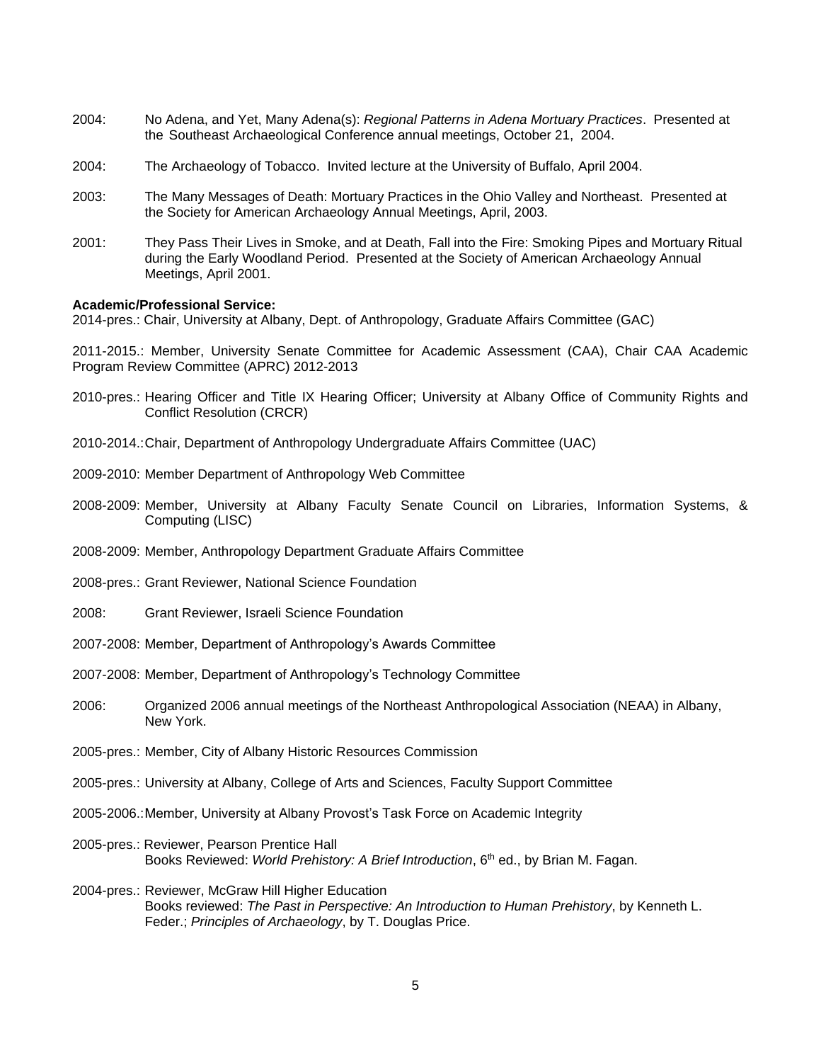2004: No Adena, and Yet, Many Adena(s): *Regional Patterns in Adena Mortuary Practices*. Presented at the Southeast Archaeological Conference annual meetings, October 21, 2004.

2004: The Archaeology of Tobacco. Invited lecture at the University of Buffalo, April 2004.

2003: The Many Messages of Death: Mortuary Practices in the Ohio Valley and Northeast. Presented at the Society for American Archaeology Annual Meetings, April, 2003.

2001: They Pass Their Lives in Smoke, and at Death, Fall into the Fire: Smoking Pipes and Mortuary Ritual during the Early Woodland Period. Presented at the Society of American Archaeology Annual Meetings, April 2001.

**Academic/Professional Service:**

2014-pres.: Chair, University at Albany, Dept. of Anthropology, Graduate Affairs Committee (GAC)

2011-2015.: Member, University Senate Committee for Academic Assessment (CAA), Chair CAA Academic Program Review Committee (APRC) 2012-2013

2010-pres.: Hearing Officer and Title IX Hearing Officer; University at Albany Office of Community Rights and Conflict Resolution (CRCR)

2010-2014.: Chair, Department of Anthropology Undergraduate Affairs Committee (UAC)

2009-2010: Member Department of Anthropology Web Committee

2008-2009: Member, University at Albany Faculty Senate Council on Libraries, Information Systems, & Computing (LISC)

2008-2009: Member, Anthropology Department Graduate Affairs Committee

2008-pres.: Grant Reviewer, National Science Foundation

2008: Grant Reviewer, Israeli Science Foundation

2007-2008: Member, Department of Anthropology's Awards Committee

2007-2008: Member, Department of Anthropology's Technology Committee

2006: Organized 2006 annual meetings of the Northeast Anthropological Association (NEAA) in Albany, New York.

2005-pres.: Member, City of Albany Historic Resources Commission

2005-pres.: University at Albany, College of Arts and Sciences, Faculty Support Committee

2005-2006.: Member, University at Albany Provost's Task Force on Academic Integrity

2005-pres.: Reviewer, Pearson Prentice Hall
Books Reviewed: *World Prehistory: A Brief Introduction*, 6th ed., by Brian M. Fagan.

2004-pres.: Reviewer, McGraw Hill Higher Education
Books reviewed: *The Past in Perspective: An Introduction to Human Prehistory*, by Kenneth L. Feder.; *Principles of Archaeology*, by T. Douglas Price.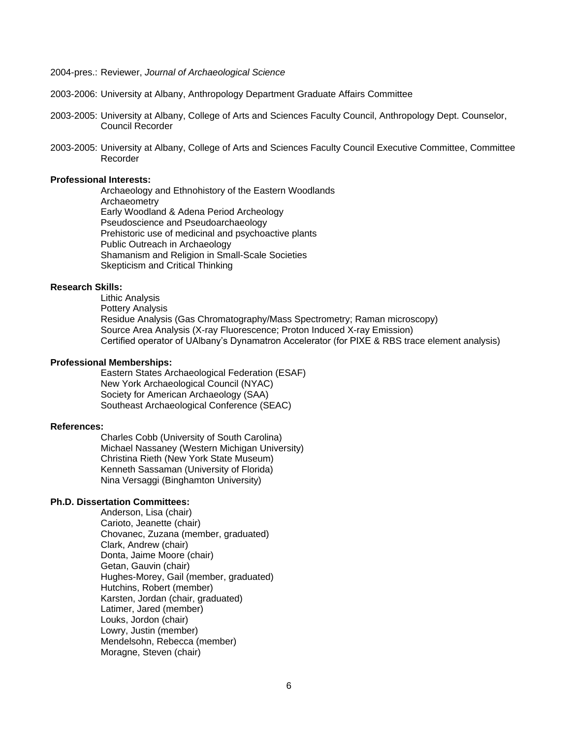2004-pres.: Reviewer, *Journal of Archaeological Science*

2003-2006: University at Albany, Anthropology Department Graduate Affairs Committee

2003-2005: University at Albany, College of Arts and Sciences Faculty Council, Anthropology Dept. Counselor, Council Recorder

2003-2005: University at Albany, College of Arts and Sciences Faculty Council Executive Committee, Committee Recorder

**Professional Interests:**

Archaeology and Ethnohistory of the Eastern Woodlands
Archaeometry
Early Woodland & Adena Period Archeology
Pseudoscience and Pseudoarchaeology
Prehistoric use of medicinal and psychoactive plants
Public Outreach in Archaeology
Shamanism and Religion in Small-Scale Societies
Skepticism and Critical Thinking

**Research Skills:**

Lithic Analysis
Pottery Analysis
Residue Analysis (Gas Chromatography/Mass Spectrometry; Raman microscopy)
Source Area Analysis (X-ray Fluorescence; Proton Induced X-ray Emission)
Certified operator of UAlbany's Dynamatron Accelerator (for PIXE & RBS trace element analysis)

**Professional Memberships:**

Eastern States Archaeological Federation (ESAF)
New York Archaeological Council (NYAC)
Society for American Archaeology (SAA)
Southeast Archaeological Conference (SEAC)

**References:**

Charles Cobb (University of South Carolina)
Michael Nassaney (Western Michigan University)
Christina Rieth (New York State Museum)
Kenneth Sassaman (University of Florida)
Nina Versaggi (Binghamton University)

**Ph.D. Dissertation Committees:**

Anderson, Lisa (chair)
Carioto, Jeanette (chair)
Chovanec, Zuzana (member, graduated)
Clark, Andrew (chair)
Donta, Jaime Moore (chair)
Getan, Gauvin (chair)
Hughes-Morey, Gail (member, graduated)
Hutchins, Robert (member)
Karsten, Jordan (chair, graduated)
Latimer, Jared (member)
Louks, Jordon (chair)
Lowry, Justin (member)
Mendelsohn, Rebecca (member)
Moragne, Steven (chair)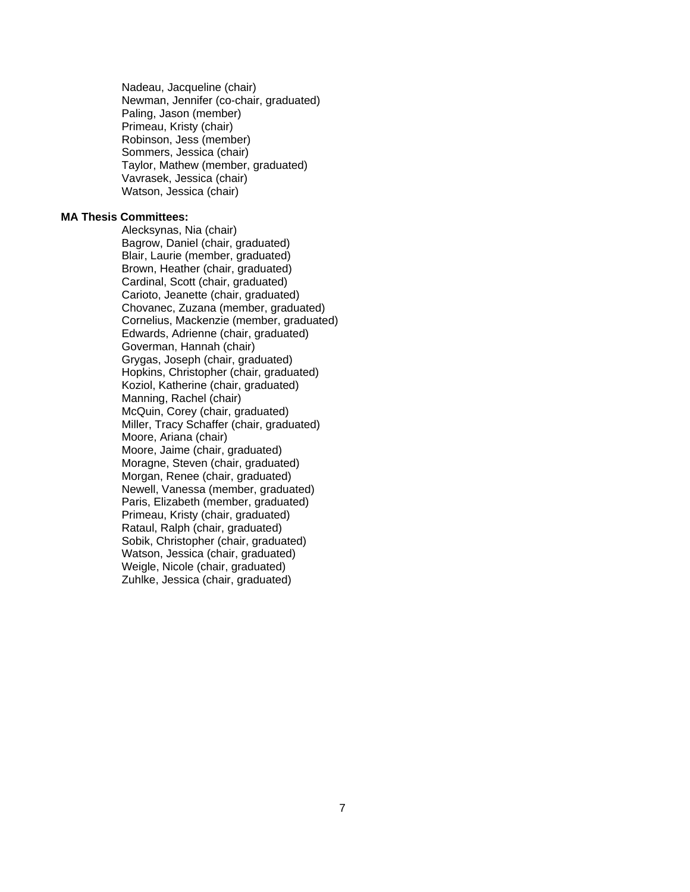Nadeau, Jacqueline (chair)
Newman, Jennifer (co-chair, graduated)
Paling, Jason (member)
Primeau, Kristy (chair)
Robinson, Jess (member)
Sommers, Jessica (chair)
Taylor, Mathew (member, graduated)
Vavrasek, Jessica (chair)
Watson, Jessica (chair)

**MA Thesis Committees:**

Alecksynas, Nia (chair)
Bagrow, Daniel (chair, graduated)
Blair, Laurie (member, graduated)
Brown, Heather (chair, graduated)
Cardinal, Scott (chair, graduated)
Carioto, Jeanette (chair, graduated)
Chovanec, Zuzana (member, graduated)
Cornelius, Mackenzie (member, graduated)
Edwards, Adrienne (chair, graduated)
Goverman, Hannah (chair)
Grygas, Joseph (chair, graduated)
Hopkins, Christopher (chair, graduated)
Koziol, Katherine (chair, graduated)
Manning, Rachel (chair)
McQuin, Corey (chair, graduated)
Miller, Tracy Schaffer (chair, graduated)
Moore, Ariana (chair)
Moore, Jaime (chair, graduated)
Moragne, Steven (chair, graduated)
Morgan, Renee (chair, graduated)
Newell, Vanessa (member, graduated)
Paris, Elizabeth (member, graduated)
Primeau, Kristy (chair, graduated)
Rataul, Ralph (chair, graduated)
Sobik, Christopher (chair, graduated)
Watson, Jessica (chair, graduated)
Weigle, Nicole (chair, graduated)
Zuhlke, Jessica (chair, graduated)